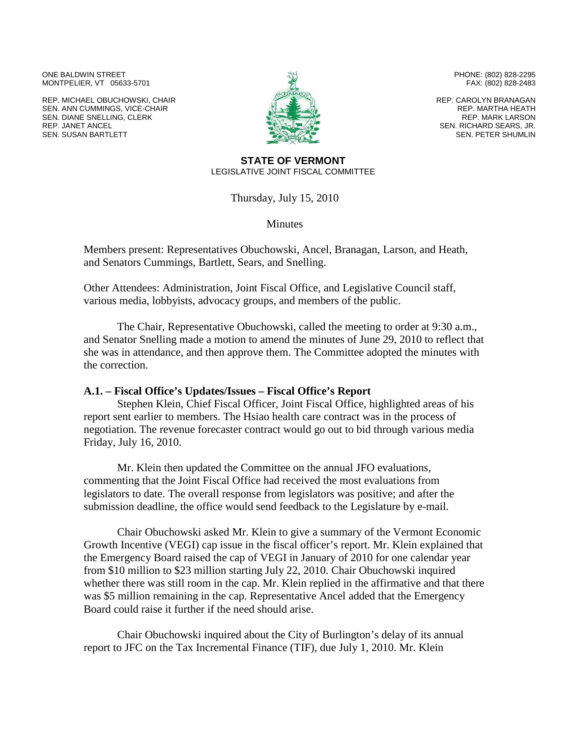ONE BALDWIN STREET
MONTPELIER, VT 05633-5701

PHONE: (802) 828-2295
FAX: (802) 828-2483

REP. MICHAEL OBUCHOWSKI, CHAIR
SEN. ANN CUMMINGS, VICE-CHAIR
SEN. DIANE SNELLING, CLERK
REP. JANET ANCEL
SEN. SUSAN BARTLETT

REP. CAROLYN BRANAGAN
REP. MARTHA HEATH
REP. MARK LARSON
SEN. RICHARD SEARS, JR.
SEN. PETER SHUMLIN

**STATE OF VERMONT**
LEGISLATIVE JOINT FISCAL COMMITTEE

Thursday, July 15, 2010

Minutes

Members present: Representatives Obuchowski, Ancel, Branagan, Larson, and Heath, and Senators Cummings, Bartlett, Sears, and Snelling.

Other Attendees: Administration, Joint Fiscal Office, and Legislative Council staff, various media, lobbyists, advocacy groups, and members of the public.

The Chair, Representative Obuchowski, called the meeting to order at 9:30 a.m., and Senator Snelling made a motion to amend the minutes of June 29, 2010 to reflect that she was in attendance, and then approve them. The Committee adopted the minutes with the correction.

**A.1. – Fiscal Office's Updates/Issues – Fiscal Office's Report**

Stephen Klein, Chief Fiscal Officer, Joint Fiscal Office, highlighted areas of his report sent earlier to members. The Hsiao health care contract was in the process of negotiation. The revenue forecaster contract would go out to bid through various media Friday, July 16, 2010.

Mr. Klein then updated the Committee on the annual JFO evaluations, commenting that the Joint Fiscal Office had received the most evaluations from legislators to date. The overall response from legislators was positive; and after the submission deadline, the office would send feedback to the Legislature by e-mail.

Chair Obuchowski asked Mr. Klein to give a summary of the Vermont Economic Growth Incentive (VEGI) cap issue in the fiscal officer's report. Mr. Klein explained that the Emergency Board raised the cap of VEGI in January of 2010 for one calendar year from $10 million to $23 million starting July 22, 2010. Chair Obuchowski inquired whether there was still room in the cap. Mr. Klein replied in the affirmative and that there was $5 million remaining in the cap. Representative Ancel added that the Emergency Board could raise it further if the need should arise.

Chair Obuchowski inquired about the City of Burlington's delay of its annual report to JFC on the Tax Incremental Finance (TIF), due July 1, 2010. Mr. Klein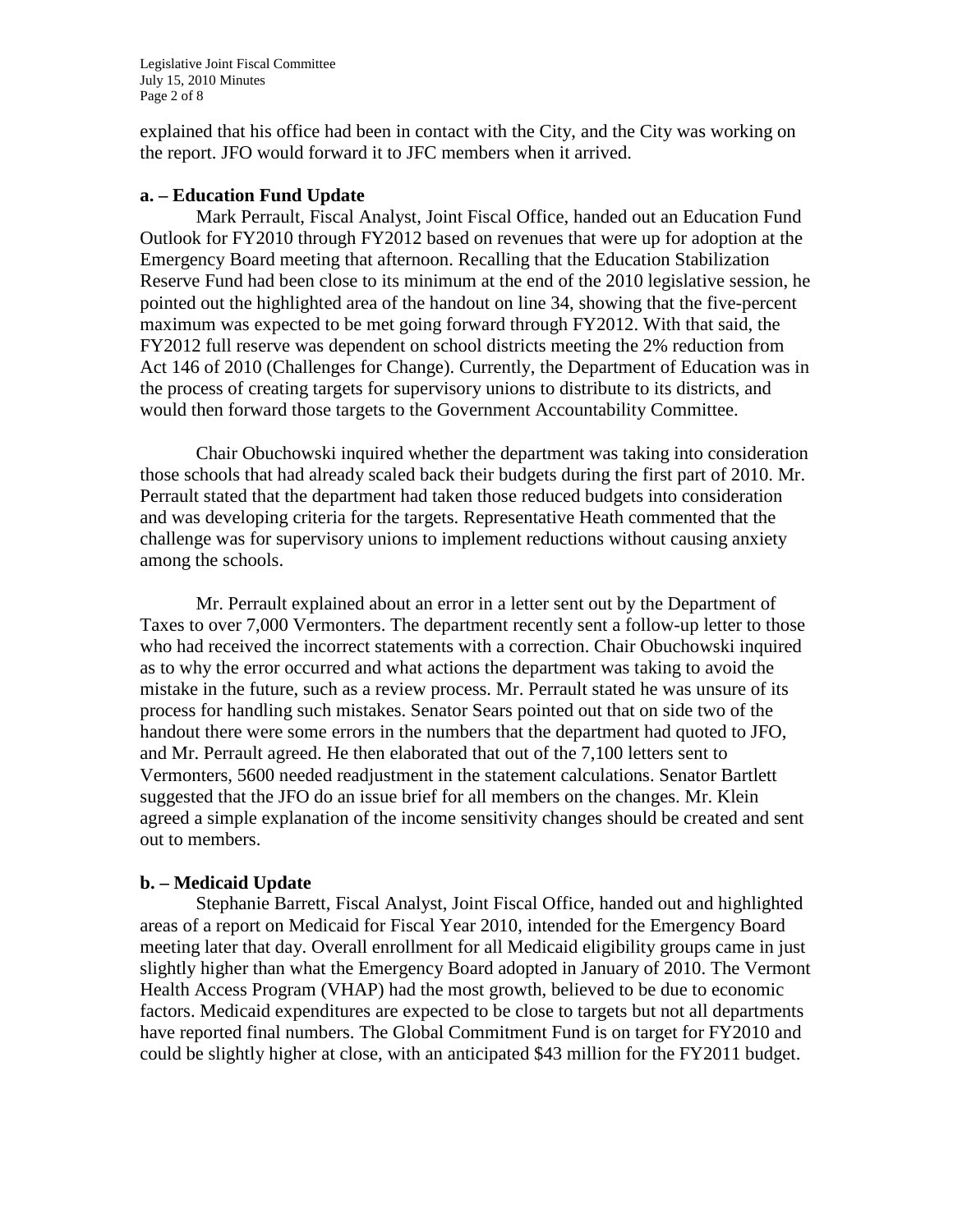explained that his office had been in contact with the City, and the City was working on the report. JFO would forward it to JFC members when it arrived.

**a. – Education Fund Update**

Mark Perrault, Fiscal Analyst, Joint Fiscal Office, handed out an Education Fund Outlook for FY2010 through FY2012 based on revenues that were up for adoption at the Emergency Board meeting that afternoon. Recalling that the Education Stabilization Reserve Fund had been close to its minimum at the end of the 2010 legislative session, he pointed out the highlighted area of the handout on line 34, showing that the five-percent maximum was expected to be met going forward through FY2012. With that said, the FY2012 full reserve was dependent on school districts meeting the 2% reduction from Act 146 of 2010 (Challenges for Change). Currently, the Department of Education was in the process of creating targets for supervisory unions to distribute to its districts, and would then forward those targets to the Government Accountability Committee.

Chair Obuchowski inquired whether the department was taking into consideration those schools that had already scaled back their budgets during the first part of 2010. Mr. Perrault stated that the department had taken those reduced budgets into consideration and was developing criteria for the targets. Representative Heath commented that the challenge was for supervisory unions to implement reductions without causing anxiety among the schools.

Mr. Perrault explained about an error in a letter sent out by the Department of Taxes to over 7,000 Vermonters. The department recently sent a follow-up letter to those who had received the incorrect statements with a correction. Chair Obuchowski inquired as to why the error occurred and what actions the department was taking to avoid the mistake in the future, such as a review process. Mr. Perrault stated he was unsure of its process for handling such mistakes. Senator Sears pointed out that on side two of the handout there were some errors in the numbers that the department had quoted to JFO, and Mr. Perrault agreed. He then elaborated that out of the 7,100 letters sent to Vermonters, 5600 needed readjustment in the statement calculations. Senator Bartlett suggested that the JFO do an issue brief for all members on the changes. Mr. Klein agreed a simple explanation of the income sensitivity changes should be created and sent out to members.

**b. – Medicaid Update**

Stephanie Barrett, Fiscal Analyst, Joint Fiscal Office, handed out and highlighted areas of a report on Medicaid for Fiscal Year 2010, intended for the Emergency Board meeting later that day. Overall enrollment for all Medicaid eligibility groups came in just slightly higher than what the Emergency Board adopted in January of 2010. The Vermont Health Access Program (VHAP) had the most growth, believed to be due to economic factors. Medicaid expenditures are expected to be close to targets but not all departments have reported final numbers. The Global Commitment Fund is on target for FY2010 and could be slightly higher at close, with an anticipated $43 million for the FY2011 budget.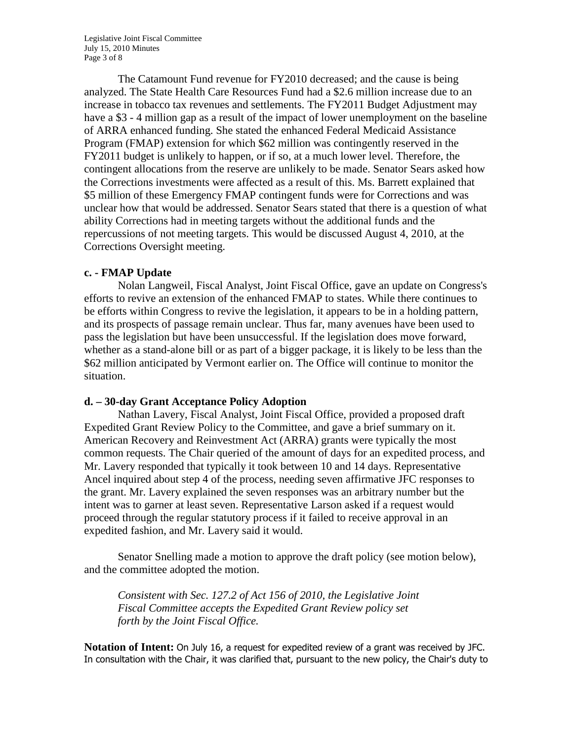The Catamount Fund revenue for FY2010 decreased; and the cause is being analyzed. The State Health Care Resources Fund had a $2.6 million increase due to an increase in tobacco tax revenues and settlements. The FY2011 Budget Adjustment may have a $3 - 4 million gap as a result of the impact of lower unemployment on the baseline of ARRA enhanced funding. She stated the enhanced Federal Medicaid Assistance Program (FMAP) extension for which $62 million was contingently reserved in the FY2011 budget is unlikely to happen, or if so, at a much lower level. Therefore, the contingent allocations from the reserve are unlikely to be made. Senator Sears asked how the Corrections investments were affected as a result of this. Ms. Barrett explained that $5 million of these Emergency FMAP contingent funds were for Corrections and was unclear how that would be addressed. Senator Sears stated that there is a question of what ability Corrections had in meeting targets without the additional funds and the repercussions of not meeting targets. This would be discussed August 4, 2010, at the Corrections Oversight meeting.

**c. - FMAP Update**

Nolan Langweil, Fiscal Analyst, Joint Fiscal Office, gave an update on Congress's efforts to revive an extension of the enhanced FMAP to states. While there continues to be efforts within Congress to revive the legislation, it appears to be in a holding pattern, and its prospects of passage remain unclear. Thus far, many avenues have been used to pass the legislation but have been unsuccessful. If the legislation does move forward, whether as a stand-alone bill or as part of a bigger package, it is likely to be less than the $62 million anticipated by Vermont earlier on. The Office will continue to monitor the situation.

**d. – 30-day Grant Acceptance Policy Adoption**

Nathan Lavery, Fiscal Analyst, Joint Fiscal Office, provided a proposed draft Expedited Grant Review Policy to the Committee, and gave a brief summary on it. American Recovery and Reinvestment Act (ARRA) grants were typically the most common requests. The Chair queried of the amount of days for an expedited process, and Mr. Lavery responded that typically it took between 10 and 14 days. Representative Ancel inquired about step 4 of the process, needing seven affirmative JFC responses to the grant. Mr. Lavery explained the seven responses was an arbitrary number but the intent was to garner at least seven. Representative Larson asked if a request would proceed through the regular statutory process if it failed to receive approval in an expedited fashion, and Mr. Lavery said it would.

Senator Snelling made a motion to approve the draft policy (see motion below), and the committee adopted the motion.

> *Consistent with Sec. 127.2 of Act 156 of 2010, the Legislative Joint Fiscal Committee accepts the Expedited Grant Review policy set forth by the Joint Fiscal Office.*

**Notation of Intent:** On July 16, a request for expedited review of a grant was received by JFC. In consultation with the Chair, it was clarified that, pursuant to the new policy, the Chair's duty to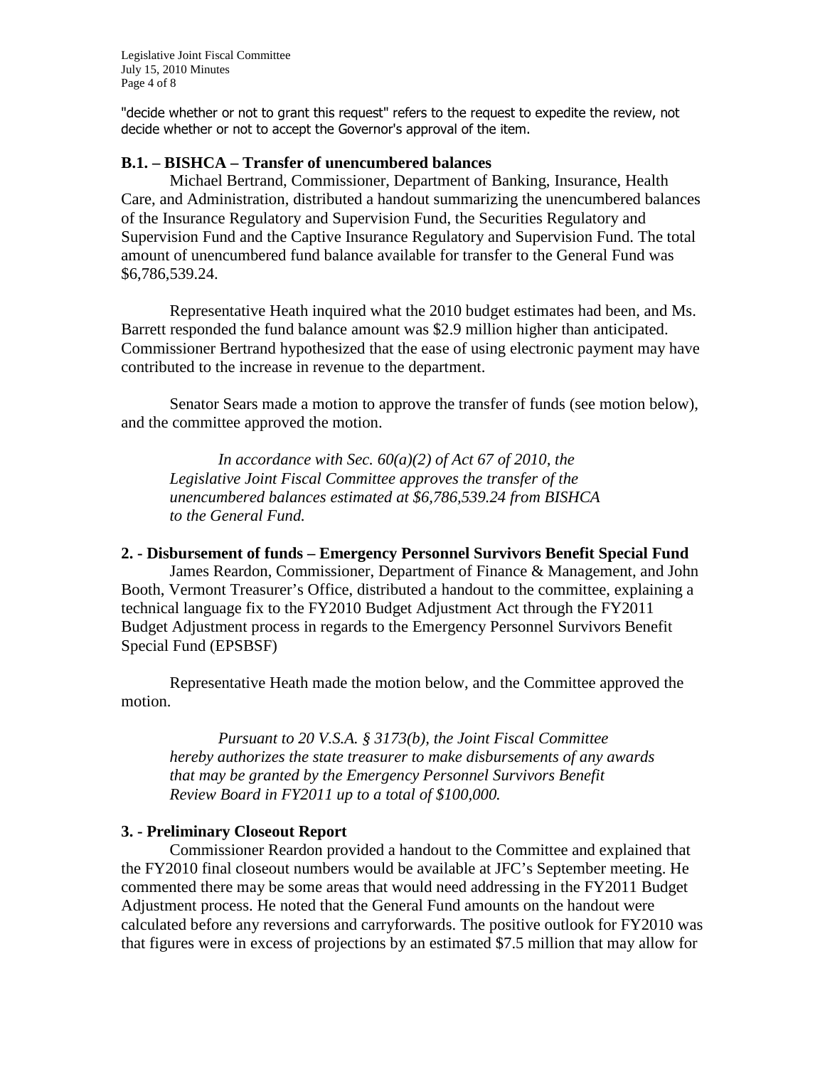"decide whether or not to grant this request" refers to the request to expedite the review, not decide whether or not to accept the Governor's approval of the item.

**B.1. – BISHCA – Transfer of unencumbered balances**

Michael Bertrand, Commissioner, Department of Banking, Insurance, Health Care, and Administration, distributed a handout summarizing the unencumbered balances of the Insurance Regulatory and Supervision Fund, the Securities Regulatory and Supervision Fund and the Captive Insurance Regulatory and Supervision Fund. The total amount of unencumbered fund balance available for transfer to the General Fund was $6,786,539.24.

Representative Heath inquired what the 2010 budget estimates had been, and Ms. Barrett responded the fund balance amount was $2.9 million higher than anticipated. Commissioner Bertrand hypothesized that the ease of using electronic payment may have contributed to the increase in revenue to the department.

Senator Sears made a motion to approve the transfer of funds (see motion below), and the committee approved the motion.

> *In accordance with Sec. 60(a)(2) of Act 67 of 2010, the Legislative Joint Fiscal Committee approves the transfer of the unencumbered balances estimated at $6,786,539.24 from BISHCA to the General Fund.*

**2. - Disbursement of funds – Emergency Personnel Survivors Benefit Special Fund**

James Reardon, Commissioner, Department of Finance & Management, and John Booth, Vermont Treasurer's Office, distributed a handout to the committee, explaining a technical language fix to the FY2010 Budget Adjustment Act through the FY2011 Budget Adjustment process in regards to the Emergency Personnel Survivors Benefit Special Fund (EPSBSF)

Representative Heath made the motion below, and the Committee approved the motion.

> *Pursuant to 20 V.S.A. § 3173(b), the Joint Fiscal Committee hereby authorizes the state treasurer to make disbursements of any awards that may be granted by the Emergency Personnel Survivors Benefit Review Board in FY2011 up to a total of $100,000.*

**3. - Preliminary Closeout Report**

Commissioner Reardon provided a handout to the Committee and explained that the FY2010 final closeout numbers would be available at JFC's September meeting. He commented there may be some areas that would need addressing in the FY2011 Budget Adjustment process. He noted that the General Fund amounts on the handout were calculated before any reversions and carryforwards. The positive outlook for FY2010 was that figures were in excess of projections by an estimated $7.5 million that may allow for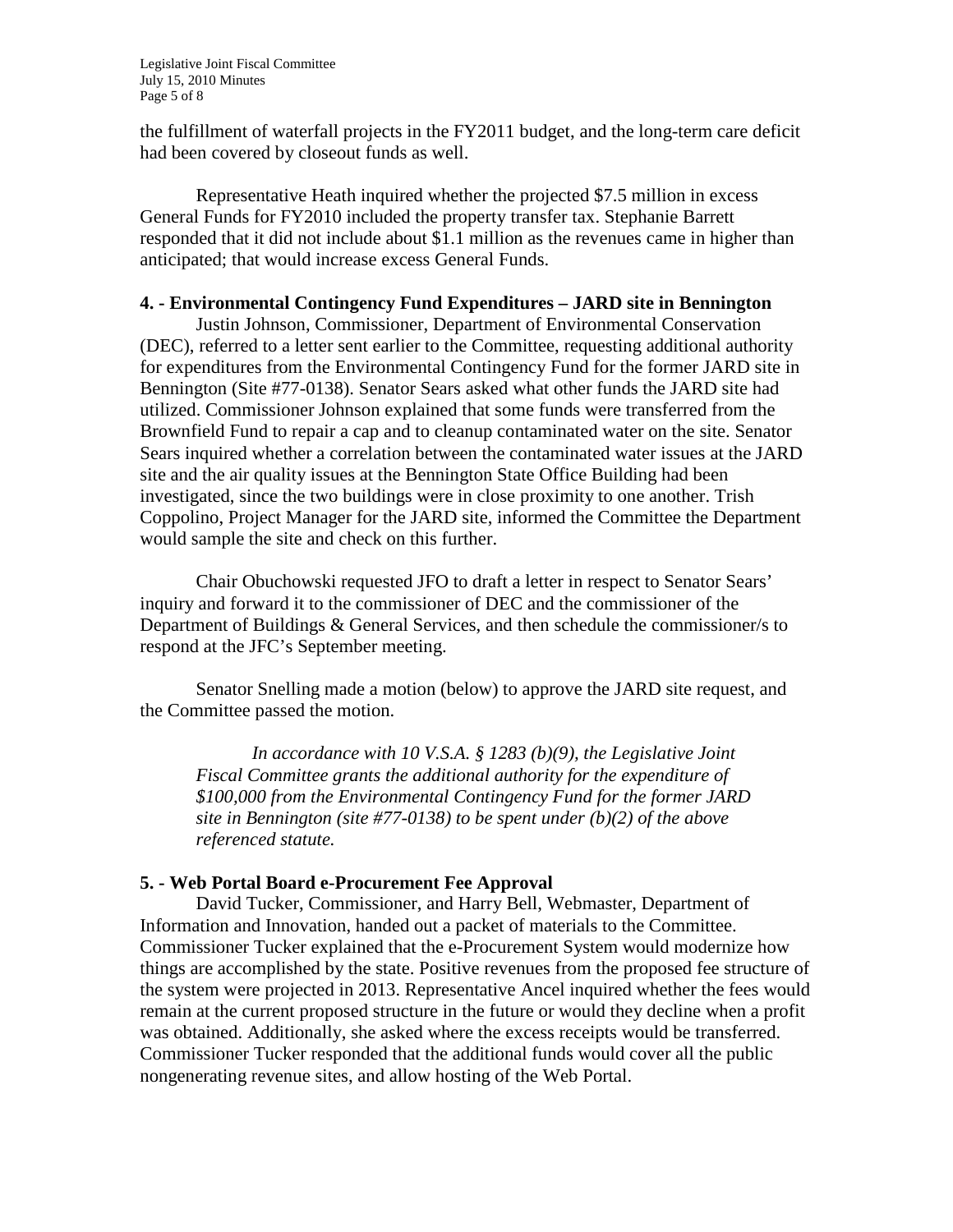the fulfillment of waterfall projects in the FY2011 budget, and the long-term care deficit had been covered by closeout funds as well.

Representative Heath inquired whether the projected $7.5 million in excess General Funds for FY2010 included the property transfer tax. Stephanie Barrett responded that it did not include about $1.1 million as the revenues came in higher than anticipated; that would increase excess General Funds.

**4. - Environmental Contingency Fund Expenditures – JARD site in Bennington**

Justin Johnson, Commissioner, Department of Environmental Conservation (DEC), referred to a letter sent earlier to the Committee, requesting additional authority for expenditures from the Environmental Contingency Fund for the former JARD site in Bennington (Site #77-0138). Senator Sears asked what other funds the JARD site had utilized. Commissioner Johnson explained that some funds were transferred from the Brownfield Fund to repair a cap and to cleanup contaminated water on the site. Senator Sears inquired whether a correlation between the contaminated water issues at the JARD site and the air quality issues at the Bennington State Office Building had been investigated, since the two buildings were in close proximity to one another. Trish Coppolino, Project Manager for the JARD site, informed the Committee the Department would sample the site and check on this further.

Chair Obuchowski requested JFO to draft a letter in respect to Senator Sears' inquiry and forward it to the commissioner of DEC and the commissioner of the Department of Buildings & General Services, and then schedule the commissioner/s to respond at the JFC's September meeting.

Senator Snelling made a motion (below) to approve the JARD site request, and the Committee passed the motion.

> *In accordance with 10 V.S.A. § 1283 (b)(9), the Legislative Joint Fiscal Committee grants the additional authority for the expenditure of $100,000 from the Environmental Contingency Fund for the former JARD site in Bennington (site #77-0138) to be spent under (b)(2) of the above referenced statute.*

**5. - Web Portal Board e-Procurement Fee Approval**

David Tucker, Commissioner, and Harry Bell, Webmaster, Department of Information and Innovation, handed out a packet of materials to the Committee. Commissioner Tucker explained that the e-Procurement System would modernize how things are accomplished by the state. Positive revenues from the proposed fee structure of the system were projected in 2013. Representative Ancel inquired whether the fees would remain at the current proposed structure in the future or would they decline when a profit was obtained. Additionally, she asked where the excess receipts would be transferred. Commissioner Tucker responded that the additional funds would cover all the public nongenerating revenue sites, and allow hosting of the Web Portal.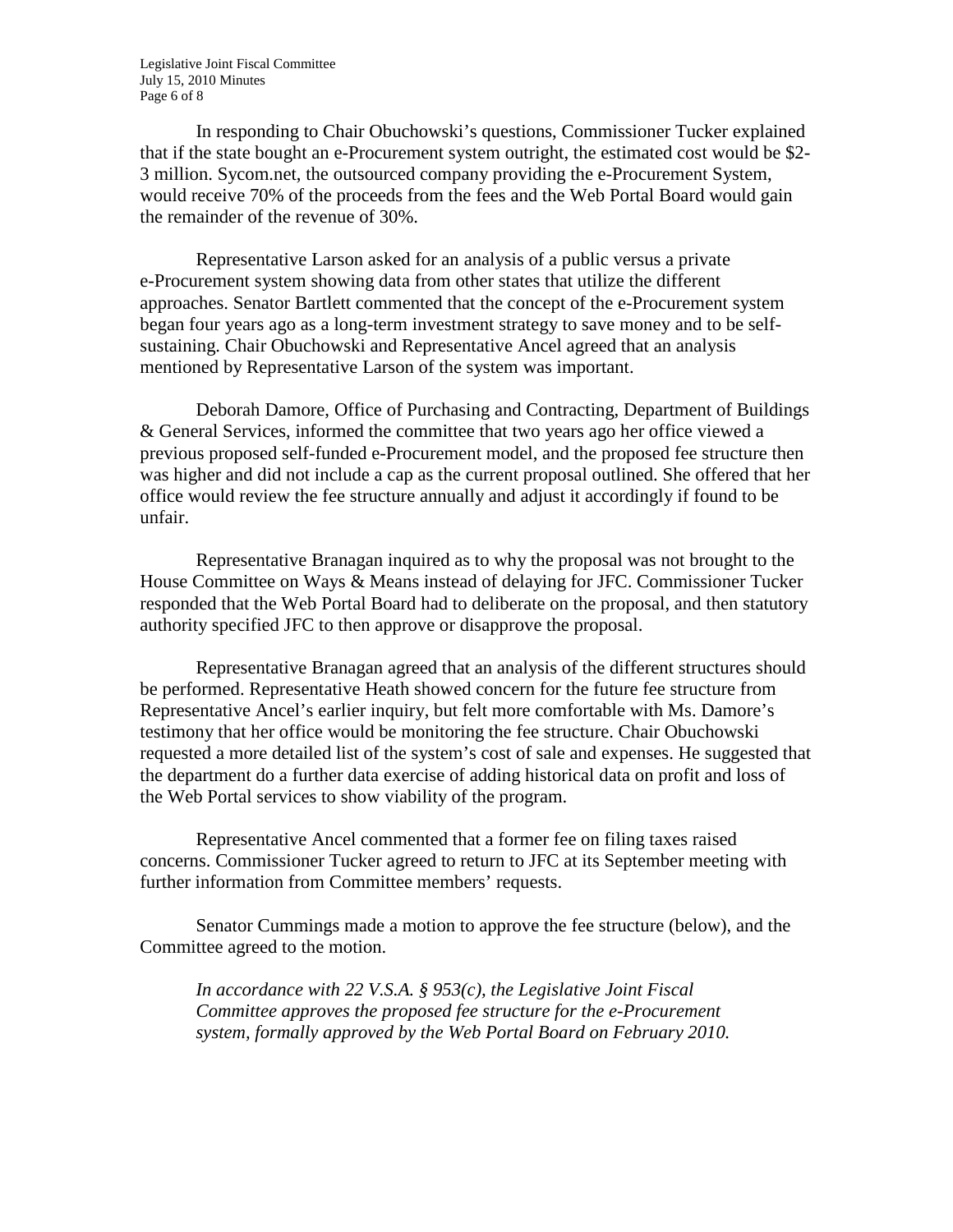In responding to Chair Obuchowski's questions, Commissioner Tucker explained that if the state bought an e-Procurement system outright, the estimated cost would be $2-3 million. Sycom.net, the outsourced company providing the e-Procurement System, would receive 70% of the proceeds from the fees and the Web Portal Board would gain the remainder of the revenue of 30%.

Representative Larson asked for an analysis of a public versus a private e-Procurement system showing data from other states that utilize the different approaches. Senator Bartlett commented that the concept of the e-Procurement system began four years ago as a long-term investment strategy to save money and to be self-sustaining. Chair Obuchowski and Representative Ancel agreed that an analysis mentioned by Representative Larson of the system was important.

Deborah Damore, Office of Purchasing and Contracting, Department of Buildings & General Services, informed the committee that two years ago her office viewed a previous proposed self-funded e-Procurement model, and the proposed fee structure then was higher and did not include a cap as the current proposal outlined. She offered that her office would review the fee structure annually and adjust it accordingly if found to be unfair.

Representative Branagan inquired as to why the proposal was not brought to the House Committee on Ways & Means instead of delaying for JFC. Commissioner Tucker responded that the Web Portal Board had to deliberate on the proposal, and then statutory authority specified JFC to then approve or disapprove the proposal.

Representative Branagan agreed that an analysis of the different structures should be performed. Representative Heath showed concern for the future fee structure from Representative Ancel's earlier inquiry, but felt more comfortable with Ms. Damore's testimony that her office would be monitoring the fee structure. Chair Obuchowski requested a more detailed list of the system's cost of sale and expenses. He suggested that the department do a further data exercise of adding historical data on profit and loss of the Web Portal services to show viability of the program.

Representative Ancel commented that a former fee on filing taxes raised concerns. Commissioner Tucker agreed to return to JFC at its September meeting with further information from Committee members' requests.

Senator Cummings made a motion to approve the fee structure (below), and the Committee agreed to the motion.

> *In accordance with 22 V.S.A. § 953(c), the Legislative Joint Fiscal Committee approves the proposed fee structure for the e-Procurement system, formally approved by the Web Portal Board on February 2010.*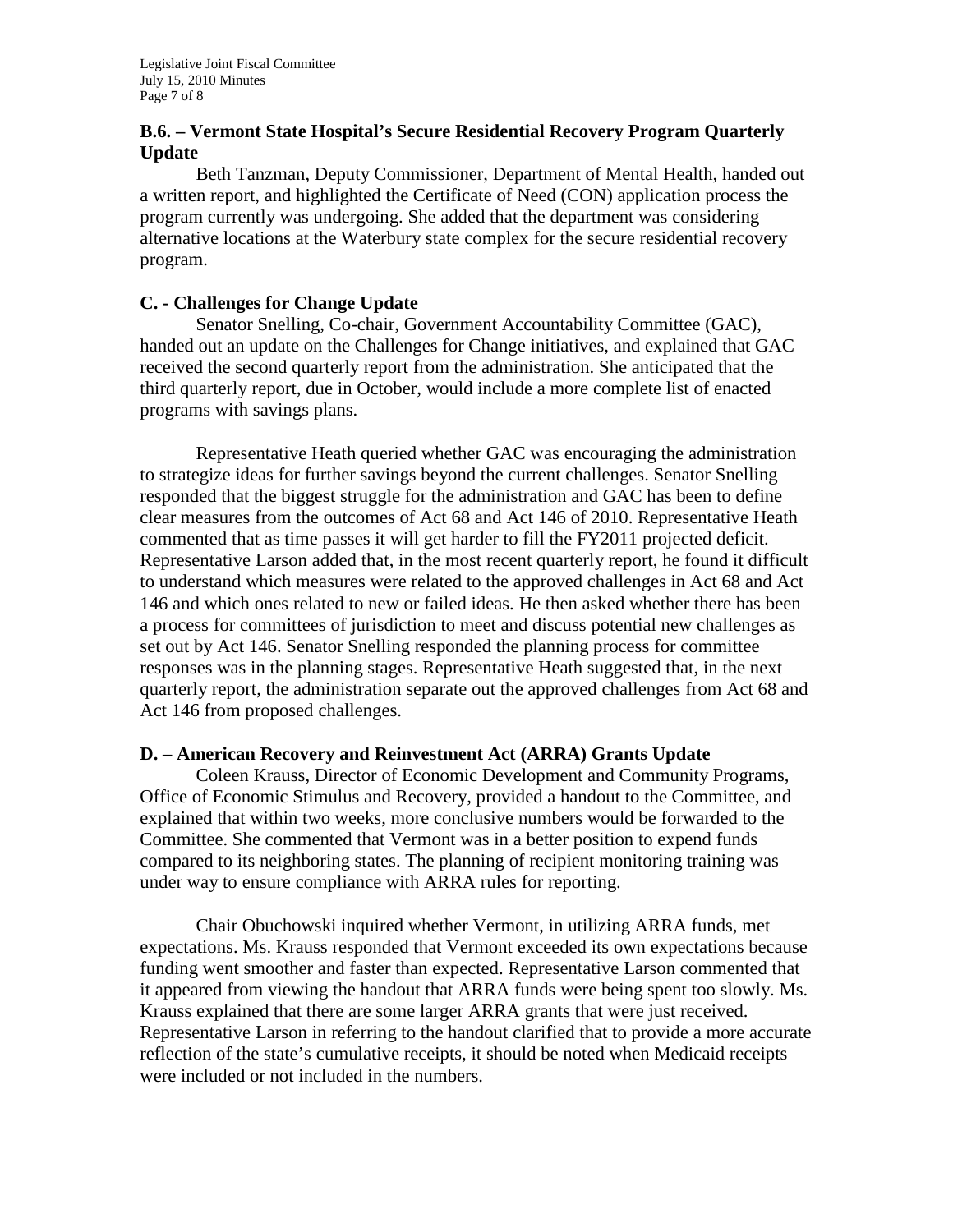### B.6. – Vermont State Hospital's Secure Residential Recovery Program Quarterly Update

Beth Tanzman, Deputy Commissioner, Department of Mental Health, handed out a written report, and highlighted the Certificate of Need (CON) application process the program currently was undergoing. She added that the department was considering alternative locations at the Waterbury state complex for the secure residential recovery program.

### C. - Challenges for Change Update

Senator Snelling, Co-chair, Government Accountability Committee (GAC), handed out an update on the Challenges for Change initiatives, and explained that GAC received the second quarterly report from the administration. She anticipated that the third quarterly report, due in October, would include a more complete list of enacted programs with savings plans.

Representative Heath queried whether GAC was encouraging the administration to strategize ideas for further savings beyond the current challenges. Senator Snelling responded that the biggest struggle for the administration and GAC has been to define clear measures from the outcomes of Act 68 and Act 146 of 2010. Representative Heath commented that as time passes it will get harder to fill the FY2011 projected deficit. Representative Larson added that, in the most recent quarterly report, he found it difficult to understand which measures were related to the approved challenges in Act 68 and Act 146 and which ones related to new or failed ideas. He then asked whether there has been a process for committees of jurisdiction to meet and discuss potential new challenges as set out by Act 146. Senator Snelling responded the planning process for committee responses was in the planning stages. Representative Heath suggested that, in the next quarterly report, the administration separate out the approved challenges from Act 68 and Act 146 from proposed challenges.

### D. – American Recovery and Reinvestment Act (ARRA) Grants Update

Coleen Krauss, Director of Economic Development and Community Programs, Office of Economic Stimulus and Recovery, provided a handout to the Committee, and explained that within two weeks, more conclusive numbers would be forwarded to the Committee. She commented that Vermont was in a better position to expend funds compared to its neighboring states. The planning of recipient monitoring training was under way to ensure compliance with ARRA rules for reporting.

Chair Obuchowski inquired whether Vermont, in utilizing ARRA funds, met expectations. Ms. Krauss responded that Vermont exceeded its own expectations because funding went smoother and faster than expected. Representative Larson commented that it appeared from viewing the handout that ARRA funds were being spent too slowly. Ms. Krauss explained that there are some larger ARRA grants that were just received. Representative Larson in referring to the handout clarified that to provide a more accurate reflection of the state's cumulative receipts, it should be noted when Medicaid receipts were included or not included in the numbers.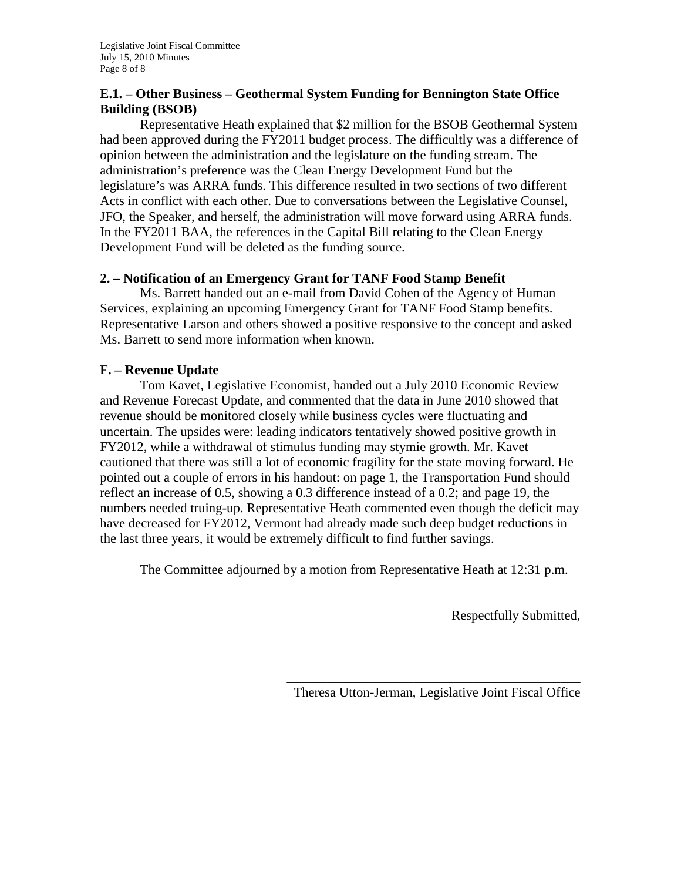**E.1. – Other Business – Geothermal System Funding for Bennington State Office Building (BSOB)**

Representative Heath explained that $2 million for the BSOB Geothermal System had been approved during the FY2011 budget process. The difficultly was a difference of opinion between the administration and the legislature on the funding stream. The administration's preference was the Clean Energy Development Fund but the legislature's was ARRA funds. This difference resulted in two sections of two different Acts in conflict with each other. Due to conversations between the Legislative Counsel, JFO, the Speaker, and herself, the administration will move forward using ARRA funds. In the FY2011 BAA, the references in the Capital Bill relating to the Clean Energy Development Fund will be deleted as the funding source.

**2. – Notification of an Emergency Grant for TANF Food Stamp Benefit**

Ms. Barrett handed out an e-mail from David Cohen of the Agency of Human Services, explaining an upcoming Emergency Grant for TANF Food Stamp benefits. Representative Larson and others showed a positive responsive to the concept and asked Ms. Barrett to send more information when known.

**F. – Revenue Update**

Tom Kavet, Legislative Economist, handed out a July 2010 Economic Review and Revenue Forecast Update, and commented that the data in June 2010 showed that revenue should be monitored closely while business cycles were fluctuating and uncertain. The upsides were: leading indicators tentatively showed positive growth in FY2012, while a withdrawal of stimulus funding may stymie growth. Mr. Kavet cautioned that there was still a lot of economic fragility for the state moving forward. He pointed out a couple of errors in his handout: on page 1, the Transportation Fund should reflect an increase of 0.5, showing a 0.3 difference instead of a 0.2; and page 19, the numbers needed truing-up. Representative Heath commented even though the deficit may have decreased for FY2012, Vermont had already made such deep budget reductions in the last three years, it would be extremely difficult to find further savings.

The Committee adjourned by a motion from Representative Heath at 12:31 p.m.

Respectfully Submitted,

\_\_\_\_\_\_\_\_\_\_\_\_\_\_\_\_\_\_\_\_\_\_\_\_\_\_\_\_\_\_\_\_\_\_\_\_\_\_\_\_\_\_\_\_

Theresa Utton-Jerman, Legislative Joint Fiscal Office